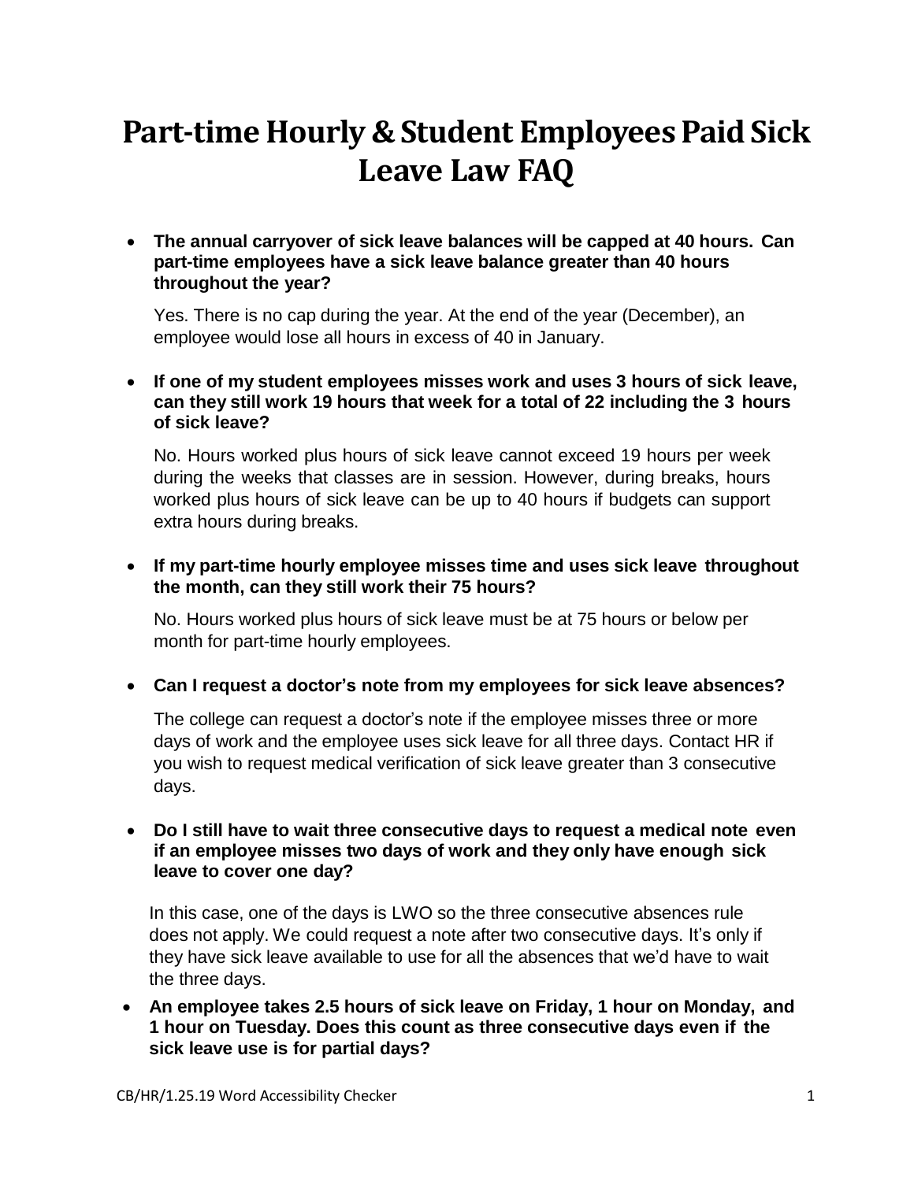# Part-time Hourly & Student Employees Paid Sick Leave Law FAQ

- **The annual carryover of sick leave balances will be capped at 40 hours. Can part-time employees have a sick leave balance greater than 40 hours throughout the year?**

  Yes. There is no cap during the year. At the end of the year (December), an employee would lose all hours in excess of 40 in January.

- **If one of my student employees misses work and uses 3 hours of sick leave, can they still work 19 hours that week for a total of 22 including the 3 hours of sick leave?**

  No. Hours worked plus hours of sick leave cannot exceed 19 hours per week during the weeks that classes are in session. However, during breaks, hours worked plus hours of sick leave can be up to 40 hours if budgets can support extra hours during breaks.

- **If my part-time hourly employee misses time and uses sick leave throughout the month, can they still work their 75 hours?**

  No. Hours worked plus hours of sick leave must be at 75 hours or below per month for part-time hourly employees.

- **Can I request a doctor's note from my employees for sick leave absences?**

  The college can request a doctor's note if the employee misses three or more days of work and the employee uses sick leave for all three days. Contact HR if you wish to request medical verification of sick leave greater than 3 consecutive days.

- **Do I still have to wait three consecutive days to request a medical note even if an employee misses two days of work and they only have enough sick leave to cover one day?**

  In this case, one of the days is LWO so the three consecutive absences rule does not apply. We could request a note after two consecutive days. It's only if they have sick leave available to use for all the absences that we'd have to wait the three days.

- **An employee takes 2.5 hours of sick leave on Friday, 1 hour on Monday, and 1 hour on Tuesday. Does this count as three consecutive days even if the sick leave use is for partial days?**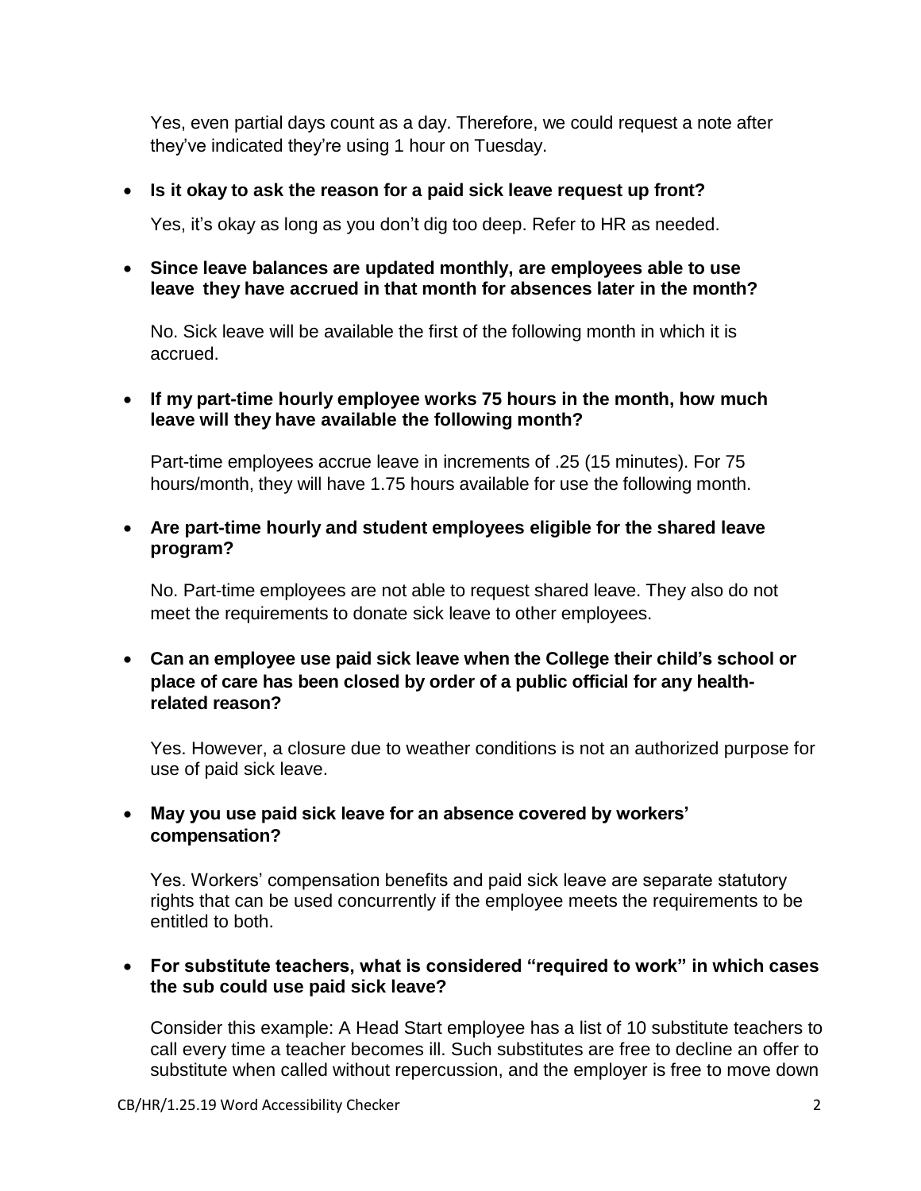Yes, even partial days count as a day. Therefore, we could request a note after they've indicated they're using 1 hour on Tuesday.

- **Is it okay to ask the reason for a paid sick leave request up front?**

  Yes, it's okay as long as you don't dig too deep. Refer to HR as needed.

- **Since leave balances are updated monthly, are employees able to use leave they have accrued in that month for absences later in the month?**

  No. Sick leave will be available the first of the following month in which it is accrued.

- **If my part-time hourly employee works 75 hours in the month, how much leave will they have available the following month?**

  Part-time employees accrue leave in increments of .25 (15 minutes). For 75 hours/month, they will have 1.75 hours available for use the following month.

- **Are part-time hourly and student employees eligible for the shared leave program?**

  No. Part-time employees are not able to request shared leave. They also do not meet the requirements to donate sick leave to other employees.

- **Can an employee use paid sick leave when the College their child's school or place of care has been closed by order of a public official for any health-related reason?**

  Yes. However, a closure due to weather conditions is not an authorized purpose for use of paid sick leave.

- **May you use paid sick leave for an absence covered by workers' compensation?**

  Yes. Workers' compensation benefits and paid sick leave are separate statutory rights that can be used concurrently if the employee meets the requirements to be entitled to both.

- **For substitute teachers, what is considered "required to work" in which cases the sub could use paid sick leave?**

  Consider this example: A Head Start employee has a list of 10 substitute teachers to call every time a teacher becomes ill. Such substitutes are free to decline an offer to substitute when called without repercussion, and the employer is free to move down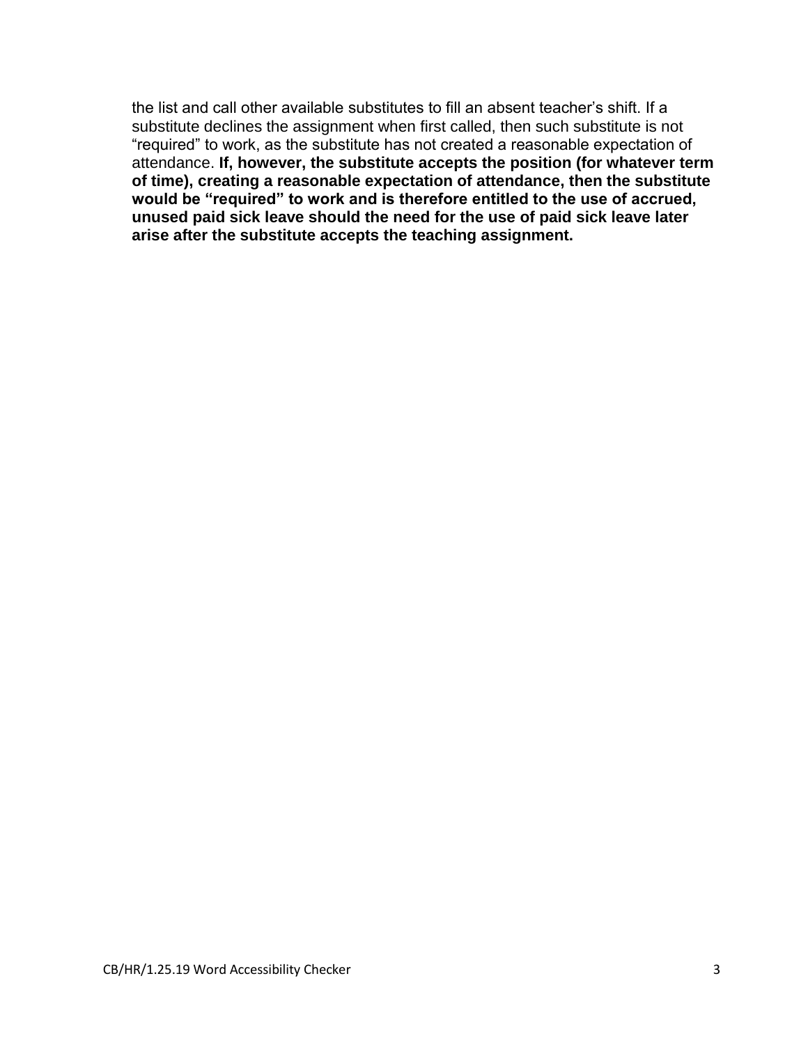the list and call other available substitutes to fill an absent teacher's shift. If a substitute declines the assignment when first called, then such substitute is not "required" to work, as the substitute has not created a reasonable expectation of attendance. **If, however, the substitute accepts the position (for whatever term of time), creating a reasonable expectation of attendance, then the substitute would be "required" to work and is therefore entitled to the use of accrued, unused paid sick leave should the need for the use of paid sick leave later arise after the substitute accepts the teaching assignment.**